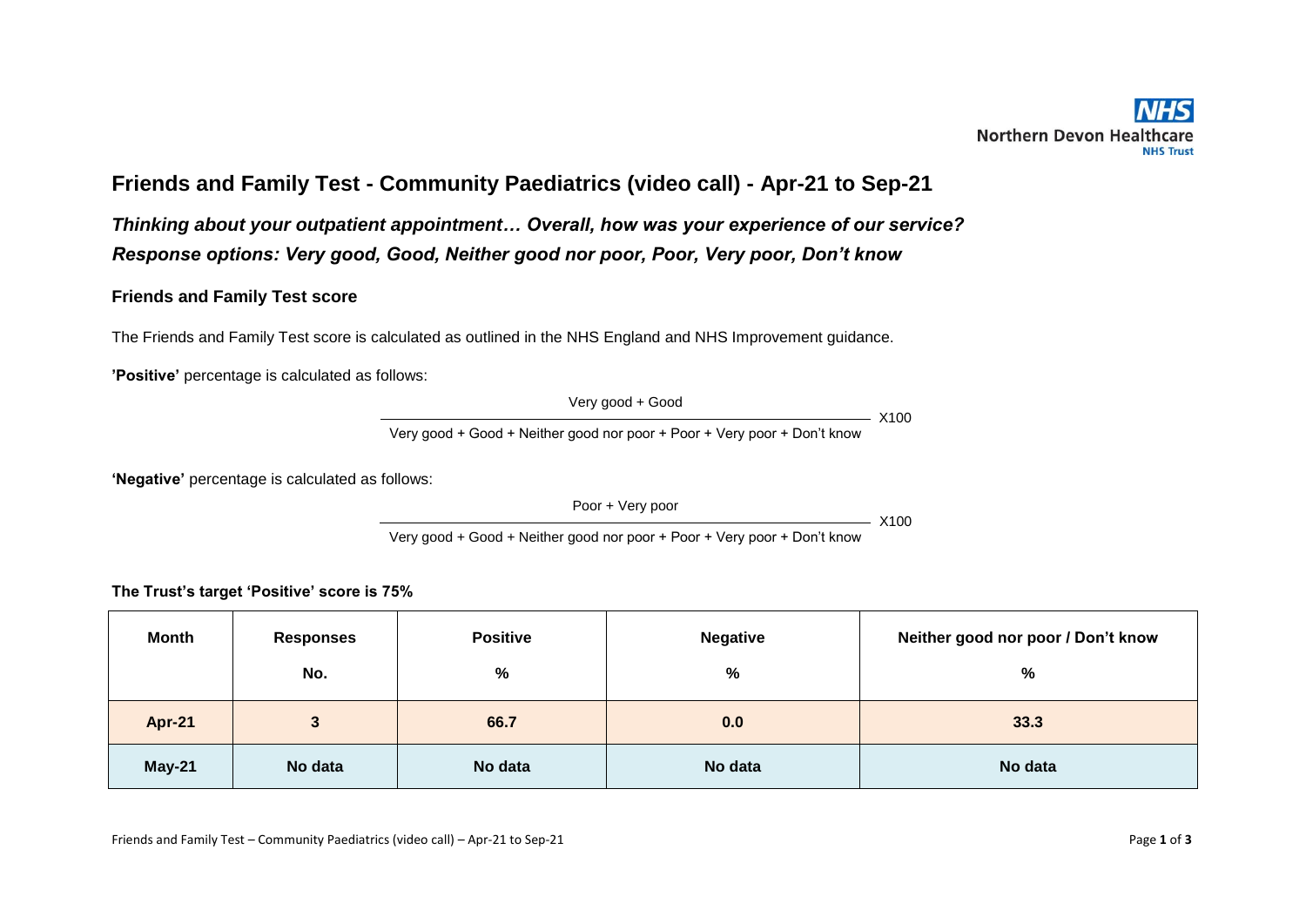# Friends and Family Test - Community Paediatrics (video call) - Apr-21 to Sep-21

***Thinking about your outpatient appointment… Overall, how was your experience of our service?***

***Response options: Very good, Good, Neither good nor poor, Poor, Very poor, Don't know***

## Friends and Family Test score

The Friends and Family Test score is calculated as outlined in the NHS England and NHS Improvement guidance.

**'Positive'** percentage is calculated as follows:

$$\frac{\text{Very good + Good}}{\text{Very good + Good + Neither good nor poor + Poor + Very poor + Don't know}} \times 100$$

**'Negative'** percentage is calculated as follows:

$$\frac{\text{Poor + Very poor}}{\text{Very good + Good + Neither good nor poor + Poor + Very poor + Don't know}} \times 100$$

**The Trust's target 'Positive' score is 75%**

| Month | Responses No. | Positive % | Negative % | Neither good nor poor / Don't know % |
|---|---|---|---|---|
| **Apr-21** | **3** | **66.7** | **0.0** | **33.3** |
| **May-21** | **No data** | **No data** | **No data** | **No data** |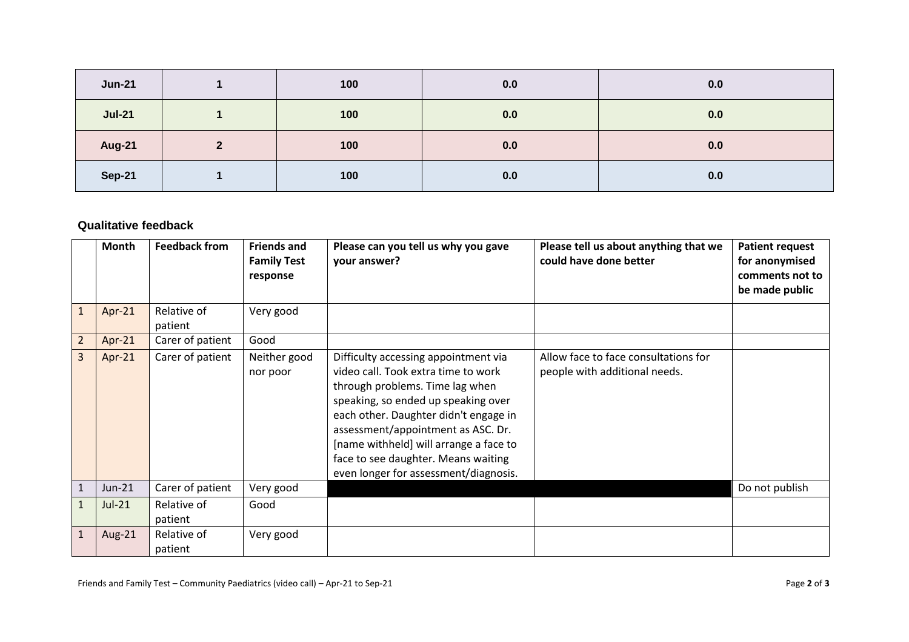| Jun-21 | 1 | 100 | 0.0 | 0.0 |
|---|---|---|---|---|
| Jul-21 | 1 | 100 | 0.0 | 0.0 |
| Aug-21 | 2 | 100 | 0.0 | 0.0 |
| Sep-21 | 1 | 100 | 0.0 | 0.0 |

### Qualitative feedback

| | Month | Feedback from | Friends and Family Test response | Please can you tell us why you gave your answer? | Please tell us about anything that we could have done better | Patient request for anonymised comments not to be made public |
|---|---|---|---|---|---|---|
| 1 | Apr-21 | Relative of patient | Very good | | | |
| 2 | Apr-21 | Carer of patient | Good | | | |
| 3 | Apr-21 | Carer of patient | Neither good nor poor | Difficulty accessing appointment via video call. Took extra time to work through problems. Time lag when speaking, so ended up speaking over each other. Daughter didn't engage in assessment/appointment as ASC. Dr. [name withheld] will arrange a face to face to see daughter. Means waiting even longer for assessment/diagnosis. | Allow face to face consultations for people with additional needs. | |
| 1 | Jun-21 | Carer of patient | Very good | | | Do not publish |
| 1 | Jul-21 | Relative of patient | Good | | | |
| 1 | Aug-21 | Relative of patient | Very good | | | |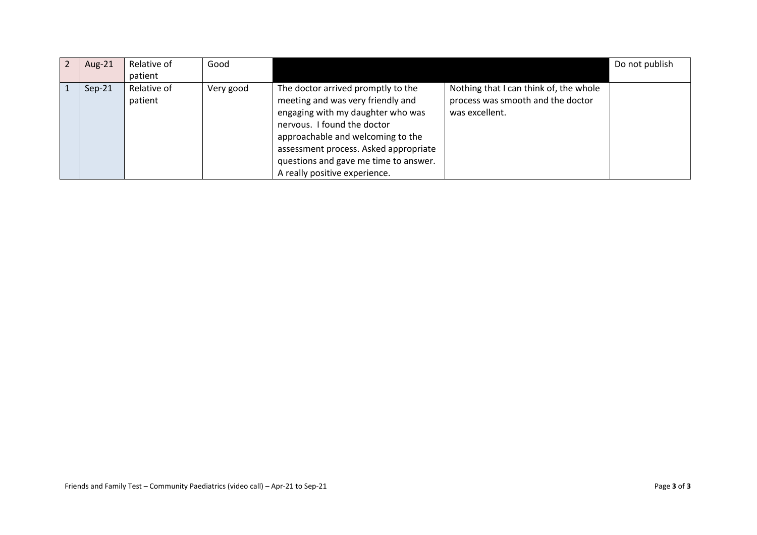| | | | | | | |
|---|---|---|---|---|---|---|
| 2 | Aug-21 | Relative of patient | Good | | | Do not publish |
| 1 | Sep-21 | Relative of patient | Very good | The doctor arrived promptly to the meeting and was very friendly and engaging with my daughter who was nervous. I found the doctor approachable and welcoming to the assessment process. Asked appropriate questions and gave me time to answer. A really positive experience. | Nothing that I can think of, the whole process was smooth and the doctor was excellent. | |